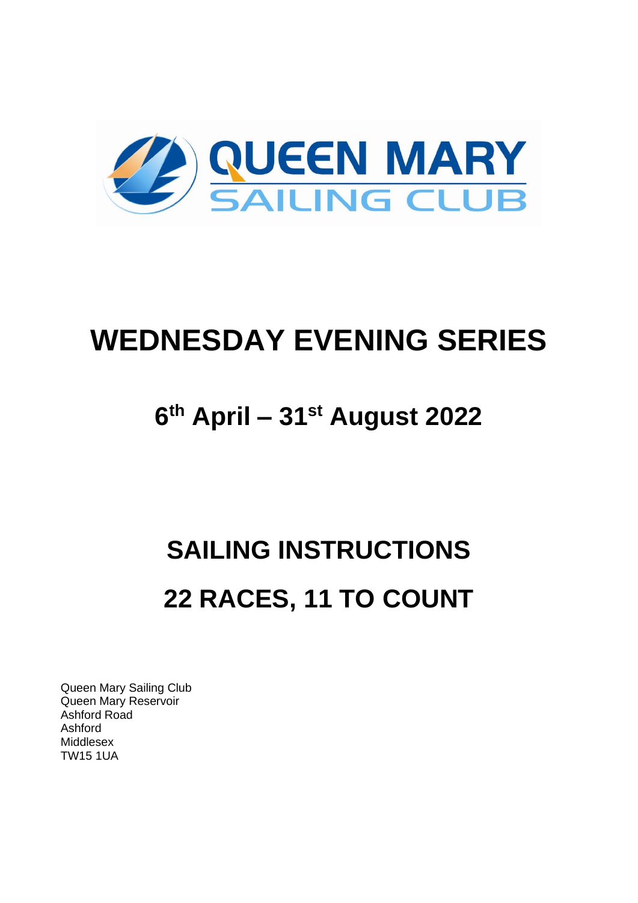QUEEN MARY
SAILING CLUB

# WEDNESDAY EVENING SERIES

## 6th April – 31st August 2022

# SAILING INSTRUCTIONS

# 22 RACES, 11 TO COUNT

Queen Mary Sailing Club
Queen Mary Reservoir
Ashford Road
Ashford
Middlesex
TW15 1UA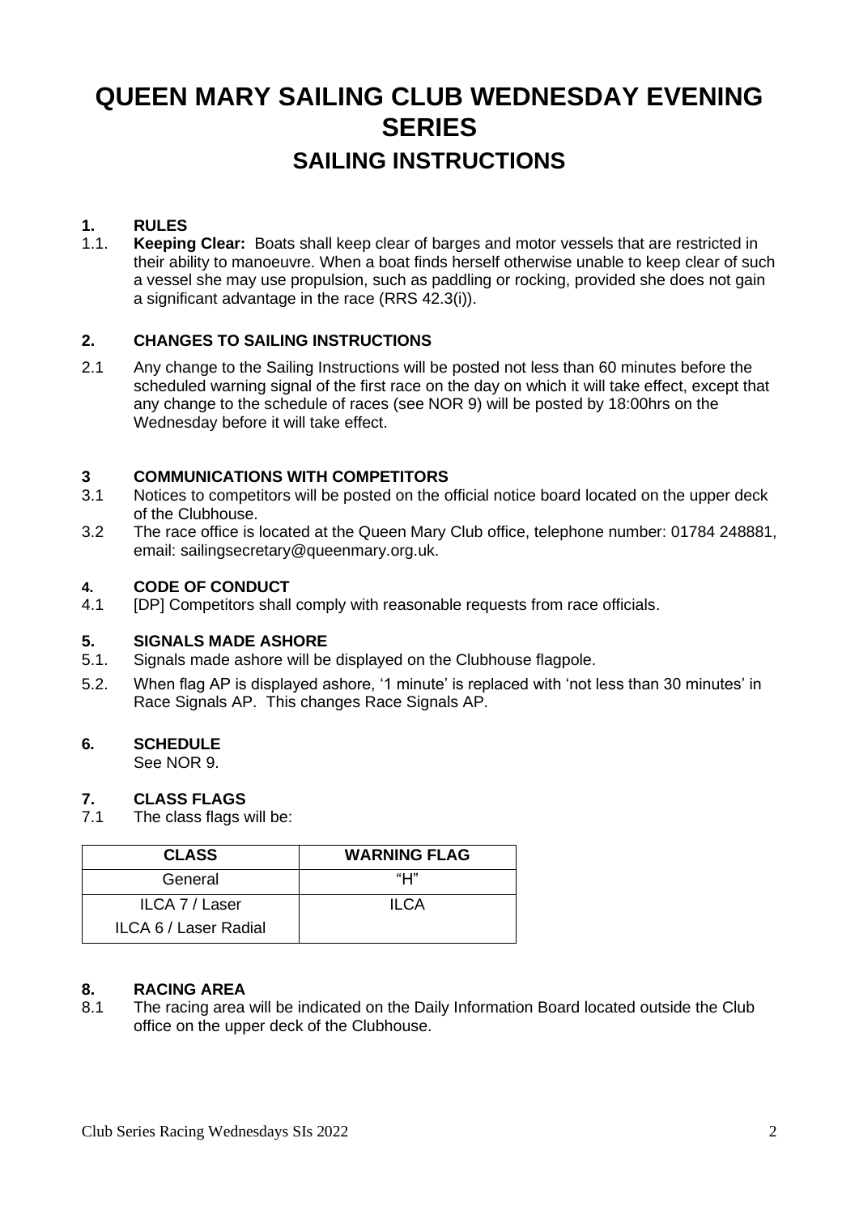# QUEEN MARY SAILING CLUB WEDNESDAY EVENING SERIES

## SAILING INSTRUCTIONS

### 1. RULES

1.1. **Keeping Clear:** Boats shall keep clear of barges and motor vessels that are restricted in their ability to manoeuvre. When a boat finds herself otherwise unable to keep clear of such a vessel she may use propulsion, such as paddling or rocking, provided she does not gain a significant advantage in the race (RRS 42.3(i)).

### 2. CHANGES TO SAILING INSTRUCTIONS

2.1 Any change to the Sailing Instructions will be posted not less than 60 minutes before the scheduled warning signal of the first race on the day on which it will take effect, except that any change to the schedule of races (see NOR 9) will be posted by 18:00hrs on the Wednesday before it will take effect.

### 3 COMMUNICATIONS WITH COMPETITORS

3.1 Notices to competitors will be posted on the official notice board located on the upper deck of the Clubhouse.

3.2 The race office is located at the Queen Mary Club office, telephone number: 01784 248881, email: sailingsecretary@queenmary.org.uk.

### 4. CODE OF CONDUCT

4.1 [DP] Competitors shall comply with reasonable requests from race officials.

### 5. SIGNALS MADE ASHORE

5.1. Signals made ashore will be displayed on the Clubhouse flagpole.

5.2. When flag AP is displayed ashore, '1 minute' is replaced with 'not less than 30 minutes' in Race Signals AP. This changes Race Signals AP.

### 6. SCHEDULE

See NOR 9.

### 7. CLASS FLAGS

7.1 The class flags will be:

| CLASS | WARNING FLAG |
|---|---|
| General | "H" |
| ILCA 7 / Laser<br>ILCA 6 / Laser Radial | ILCA |

### 8. RACING AREA

8.1 The racing area will be indicated on the Daily Information Board located outside the Club office on the upper deck of the Clubhouse.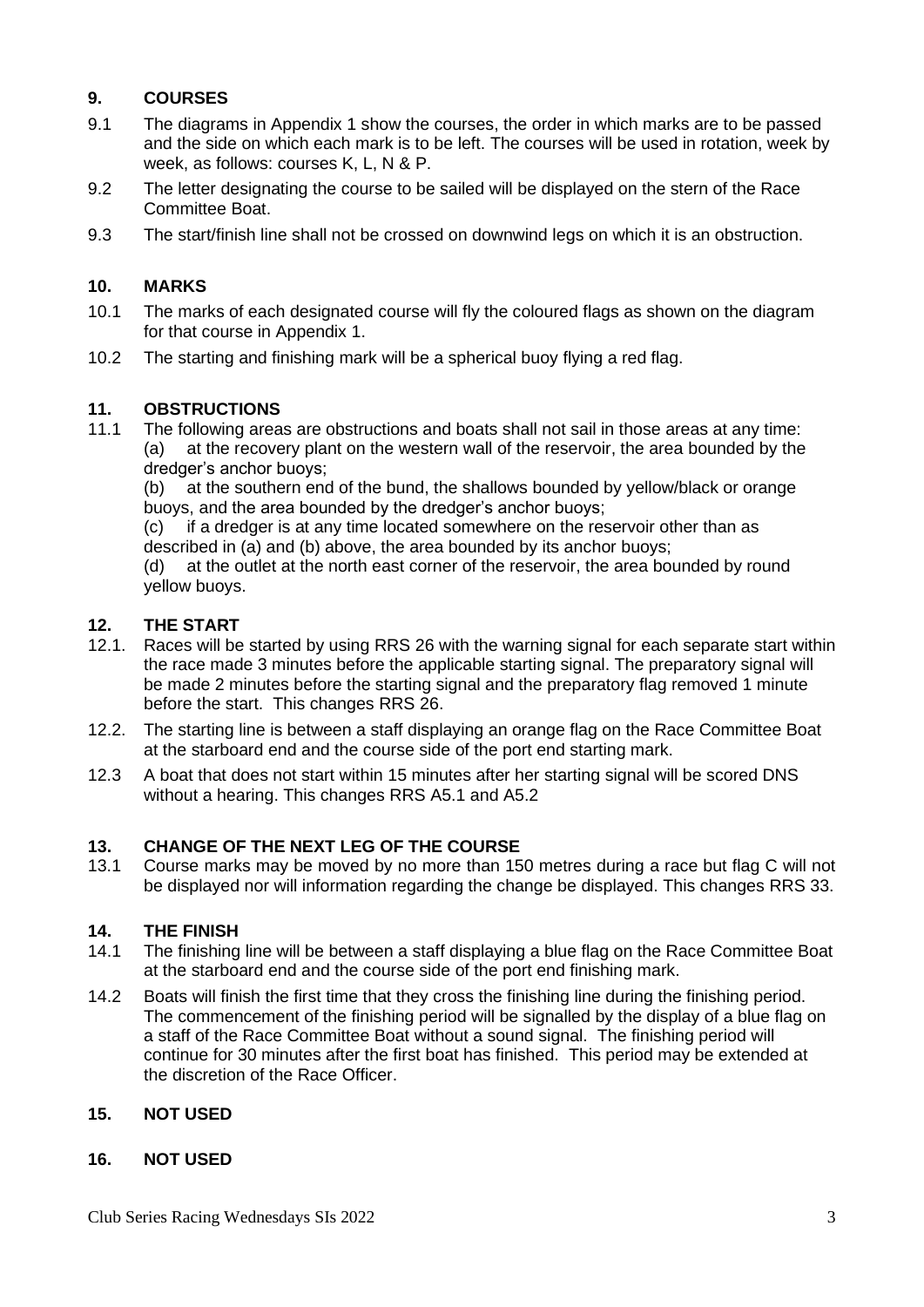## 9. COURSES

9.1 The diagrams in Appendix 1 show the courses, the order in which marks are to be passed and the side on which each mark is to be left. The courses will be used in rotation, week by week, as follows: courses K, L, N & P.

9.2 The letter designating the course to be sailed will be displayed on the stern of the Race Committee Boat.

9.3 The start/finish line shall not be crossed on downwind legs on which it is an obstruction.

## 10. MARKS

10.1 The marks of each designated course will fly the coloured flags as shown on the diagram for that course in Appendix 1.

10.2 The starting and finishing mark will be a spherical buoy flying a red flag.

## 11. OBSTRUCTIONS

11.1 The following areas are obstructions and boats shall not sail in those areas at any time:

(a) at the recovery plant on the western wall of the reservoir, the area bounded by the dredger's anchor buoys;

(b) at the southern end of the bund, the shallows bounded by yellow/black or orange buoys, and the area bounded by the dredger's anchor buoys;

(c) if a dredger is at any time located somewhere on the reservoir other than as described in (a) and (b) above, the area bounded by its anchor buoys;

(d) at the outlet at the north east corner of the reservoir, the area bounded by round yellow buoys.

## 12. THE START

12.1. Races will be started by using RRS 26 with the warning signal for each separate start within the race made 3 minutes before the applicable starting signal. The preparatory signal will be made 2 minutes before the starting signal and the preparatory flag removed 1 minute before the start. This changes RRS 26.

12.2. The starting line is between a staff displaying an orange flag on the Race Committee Boat at the starboard end and the course side of the port end starting mark.

12.3 A boat that does not start within 15 minutes after her starting signal will be scored DNS without a hearing. This changes RRS A5.1 and A5.2

## 13. CHANGE OF THE NEXT LEG OF THE COURSE

13.1 Course marks may be moved by no more than 150 metres during a race but flag C will not be displayed nor will information regarding the change be displayed. This changes RRS 33.

## 14. THE FINISH

14.1 The finishing line will be between a staff displaying a blue flag on the Race Committee Boat at the starboard end and the course side of the port end finishing mark.

14.2 Boats will finish the first time that they cross the finishing line during the finishing period. The commencement of the finishing period will be signalled by the display of a blue flag on a staff of the Race Committee Boat without a sound signal. The finishing period will continue for 30 minutes after the first boat has finished. This period may be extended at the discretion of the Race Officer.

## 15. NOT USED

## 16. NOT USED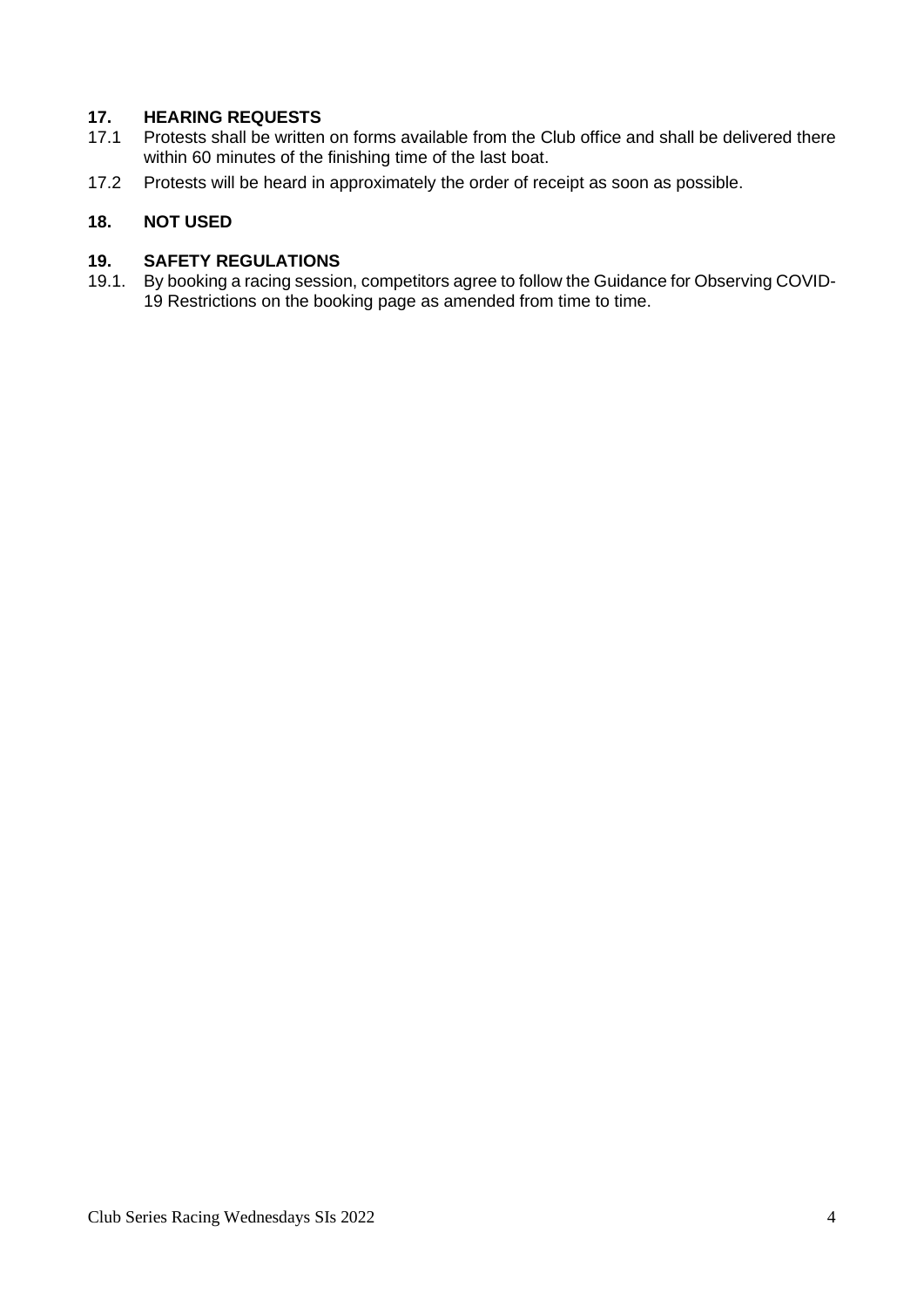## 17. HEARING REQUESTS

17.1 Protests shall be written on forms available from the Club office and shall be delivered there within 60 minutes of the finishing time of the last boat.

17.2 Protests will be heard in approximately the order of receipt as soon as possible.

## 18. NOT USED

## 19. SAFETY REGULATIONS

19.1. By booking a racing session, competitors agree to follow the Guidance for Observing COVID-19 Restrictions on the booking page as amended from time to time.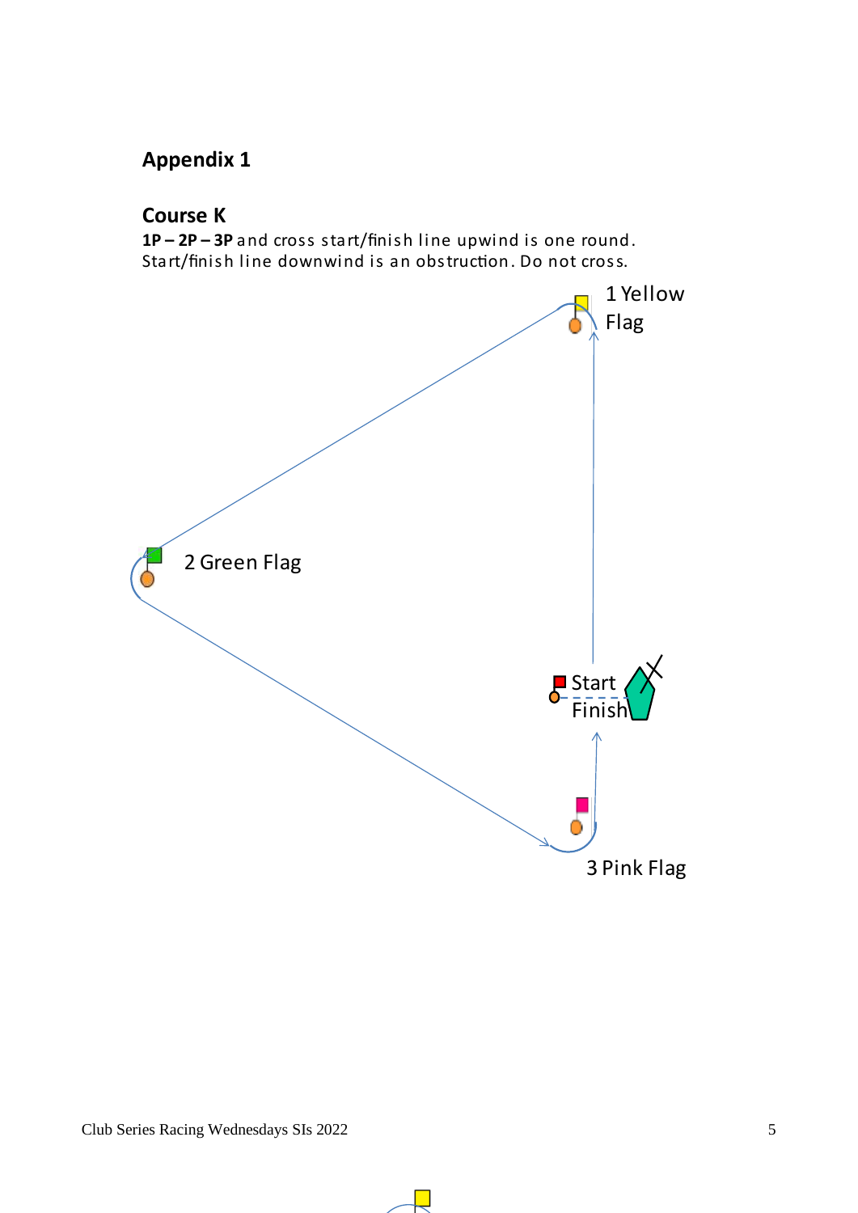## Appendix 1

### Course K

**1P – 2P – 3P** and cross start/finish line upwind is one round.
Start/finish line downwind is an obstruction. Do not cross.

1 Yellow Flag

2 Green Flag

Start
Finish

3 Pink Flag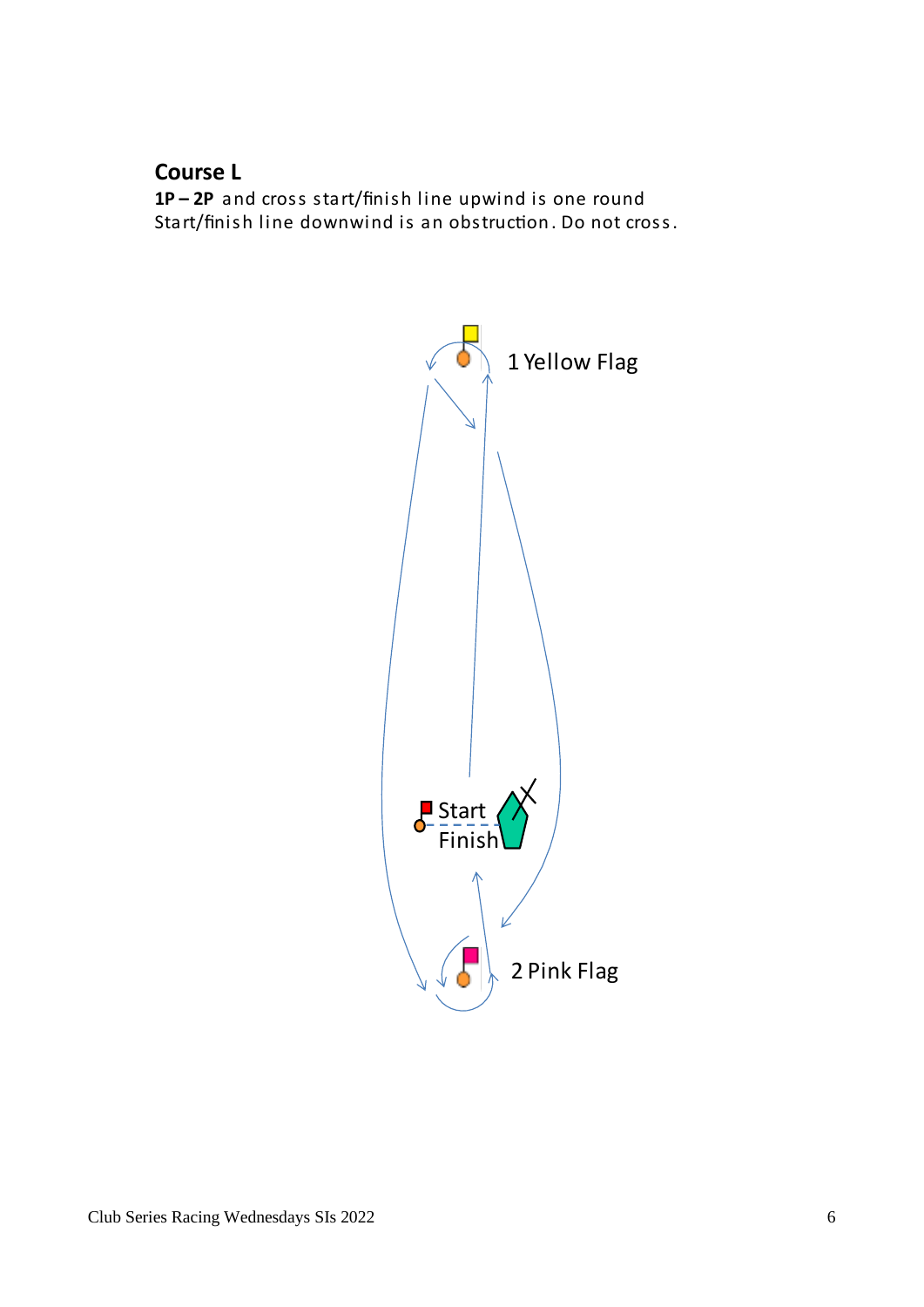## Course L

**1P – 2P** and cross start/finish line upwind is one round
Start/finish line downwind is an obstruction. Do not cross.

1 Yellow Flag

Start
Finish

2 Pink Flag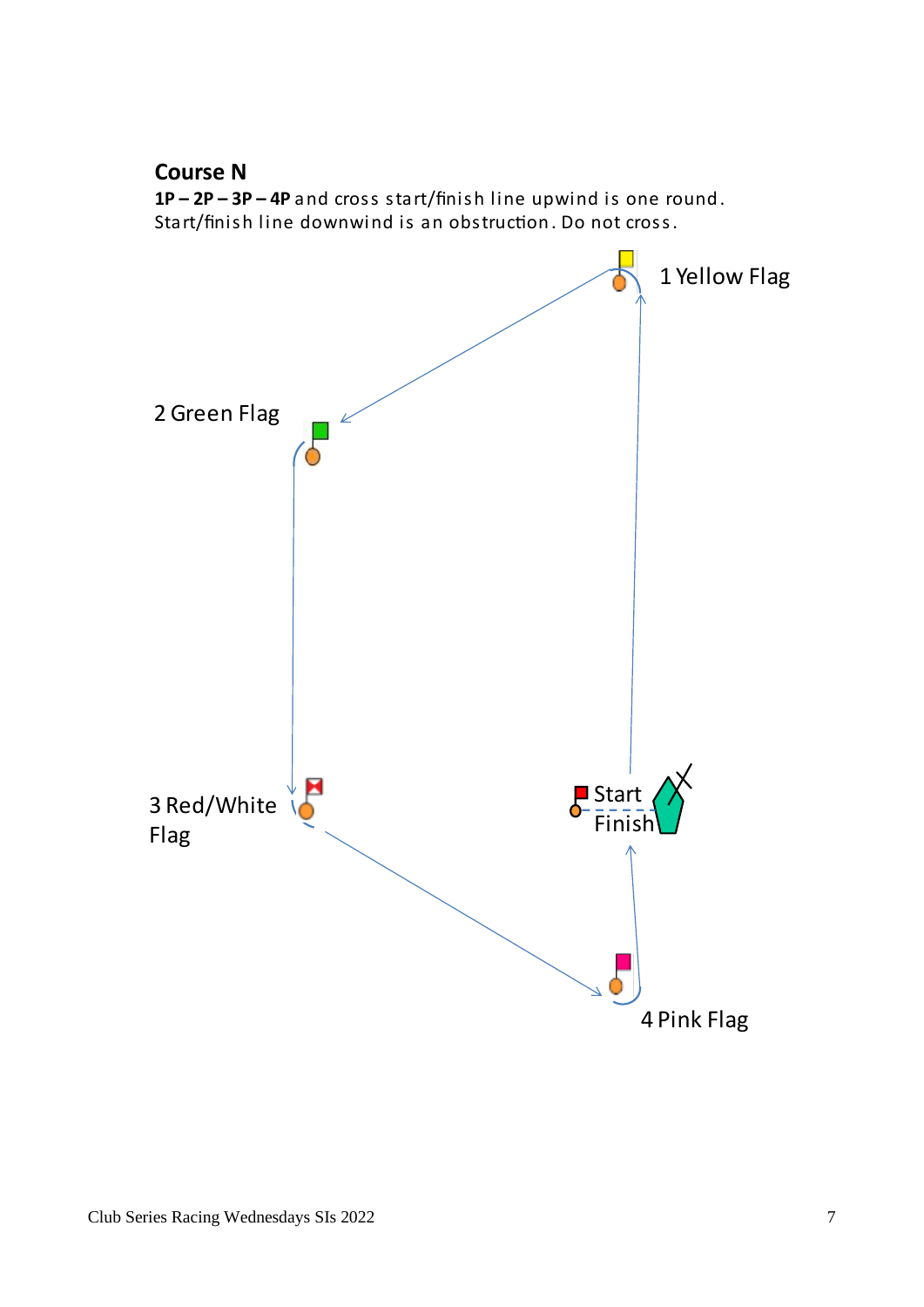## Course N

**1P – 2P – 3P – 4P** and cross start/finish line upwind is one round.
Start/finish line downwind is an obstruction. Do not cross.

1 Yellow Flag

2 Green Flag

3 Red/White Flag

Start

Finish

4 Pink Flag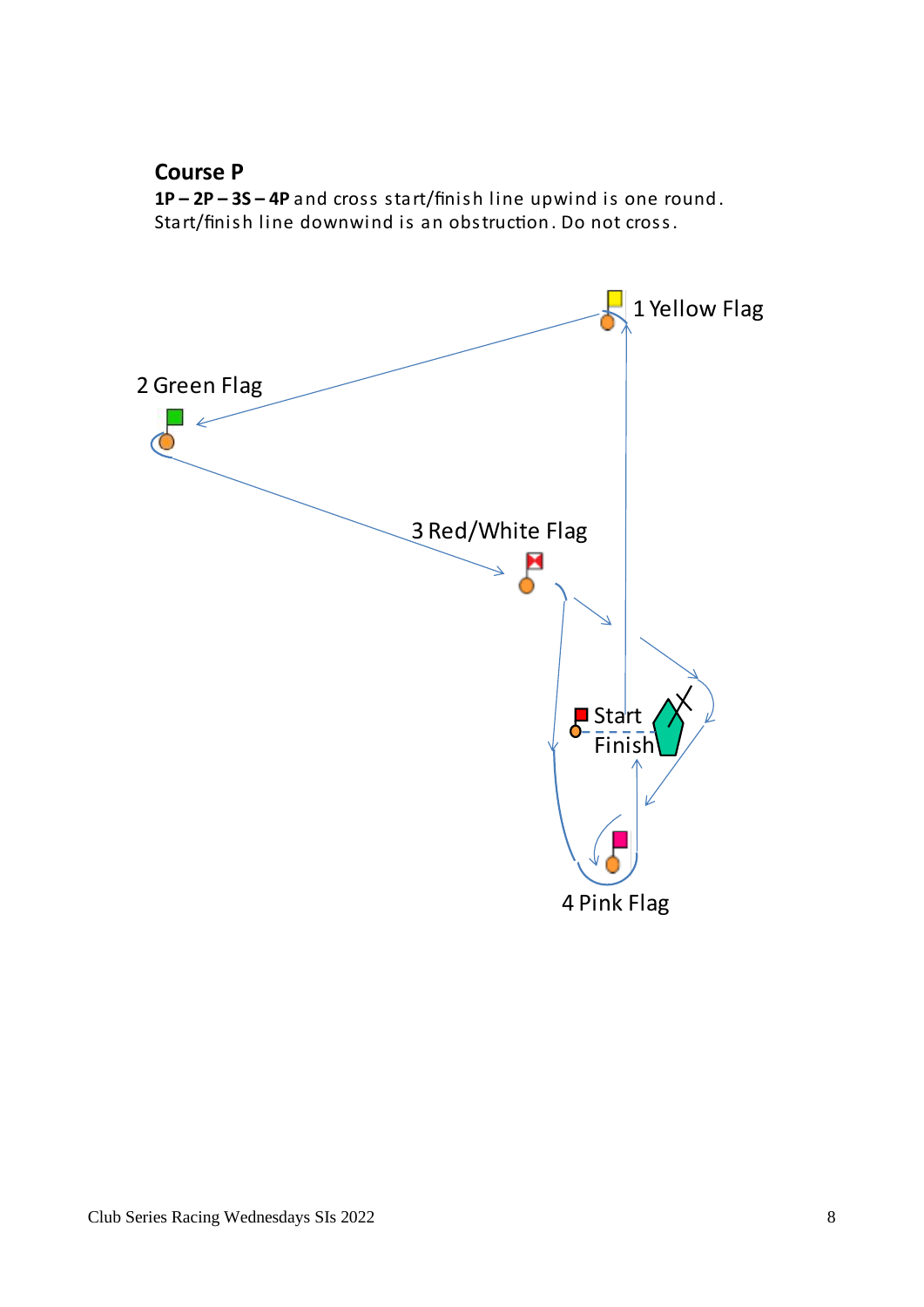## Course P

**1P – 2P – 3S – 4P** and cross start/finish line upwind is one round.
Start/finish line downwind is an obstruction. Do not cross.

1 Yellow Flag

2 Green Flag

3 Red/White Flag

Start

Finish

4 Pink Flag